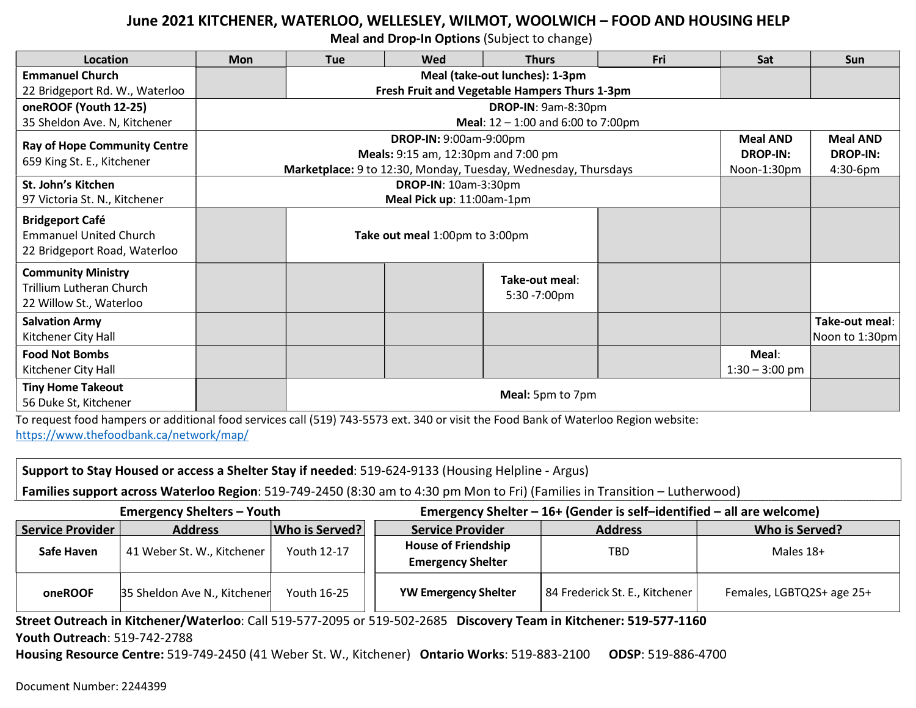# June 2021 KITCHENER, WATERLOO, WELLESLEY, WILMOT, WOOLWICH – FOOD AND HOUSING HELP

**Meal and Drop-In Options** (Subject to change)

| Location | Mon | Tue | Wed | Thurs | Fri | Sat | Sun |
|---|---|---|---|---|---|---|---|
| **Emmanuel Church** 22 Bridgeport Rd. W., Waterloo | | **Meal (take-out lunches): 1-3pm** **Fresh Fruit and Vegetable Hampers Thurs 1-3pm** | | | | | |
| **oneROOF (Youth 12-25)** 35 Sheldon Ave. N, Kitchener | **DROP-IN**: 9am-8:30pm **Meal**: 12 – 1:00 and 6:00 to 7:00pm | | | | | | |
| **Ray of Hope Community Centre** 659 King St. E., Kitchener | **DROP-IN:** 9:00am-9:00pm **Meals:** 9:15 am, 12:30pm and 7:00 pm **Marketplace:** 9 to 12:30, Monday, Tuesday, Wednesday, Thursdays | | | | | **Meal AND DROP-IN:** Noon-1:30pm | **Meal AND DROP-IN:** 4:30-6pm |
| **St. John's Kitchen** 97 Victoria St. N., Kitchener | **DROP-IN**: 10am-3:30pm **Meal Pick up**: 11:00am-1pm | | | | | | |
| **Bridgeport Café** Emmanuel United Church 22 Bridgeport Road, Waterloo | | **Take out meal** 1:00pm to 3:00pm | | | | | |
| **Community Ministry** Trillium Lutheran Church 22 Willow St., Waterloo | | | | **Take-out meal**: 5:30 -7:00pm | | | |
| **Salvation Army** Kitchener City Hall | | | | | | | **Take-out meal**: Noon to 1:30pm |
| **Food Not Bombs** Kitchener City Hall | | | | | | **Meal**: 1:30 – 3:00 pm | |
| **Tiny Home Takeout** 56 Duke St, Kitchener | | **Meal:** 5pm to 7pm | | | | | |

To request food hampers or additional food services call (519) 743-5573 ext. 340 or visit the Food Bank of Waterloo Region website: https://www.thefoodbank.ca/network/map/

**Support to Stay Housed or access a Shelter Stay if needed**: 519-624-9133 (Housing Helpline - Argus)

**Families support across Waterloo Region**: 519-749-2450 (8:30 am to 4:30 pm Mon to Fri) (Families in Transition – Lutherwood)

**Emergency Shelters – Youth**

| Service Provider | Address | Who is Served? |
|---|---|---|
| **Safe Haven** | 41 Weber St. W., Kitchener | Youth 12-17 |
| **oneROOF** | 35 Sheldon Ave N., Kitchener | Youth 16-25 |

**Emergency Shelter – 16+ (Gender is self–identified – all are welcome)**

| Service Provider | Address | Who is Served? |
|---|---|---|
| **House of Friendship Emergency Shelter** | TBD | Males 18+ |
| **YW Emergency Shelter** | 84 Frederick St. E., Kitchener | Females, LGBTQ2S+ age 25+ |

**Street Outreach in Kitchener/Waterloo**: Call 519-577-2095 or 519-502-2685 **Discovery Team in Kitchener: 519-577-1160**

**Youth Outreach**: 519-742-2788

**Housing Resource Centre:** 519-749-2450 (41 Weber St. W., Kitchener) **Ontario Works**: 519-883-2100 **ODSP**: 519-886-4700

Document Number: 2244399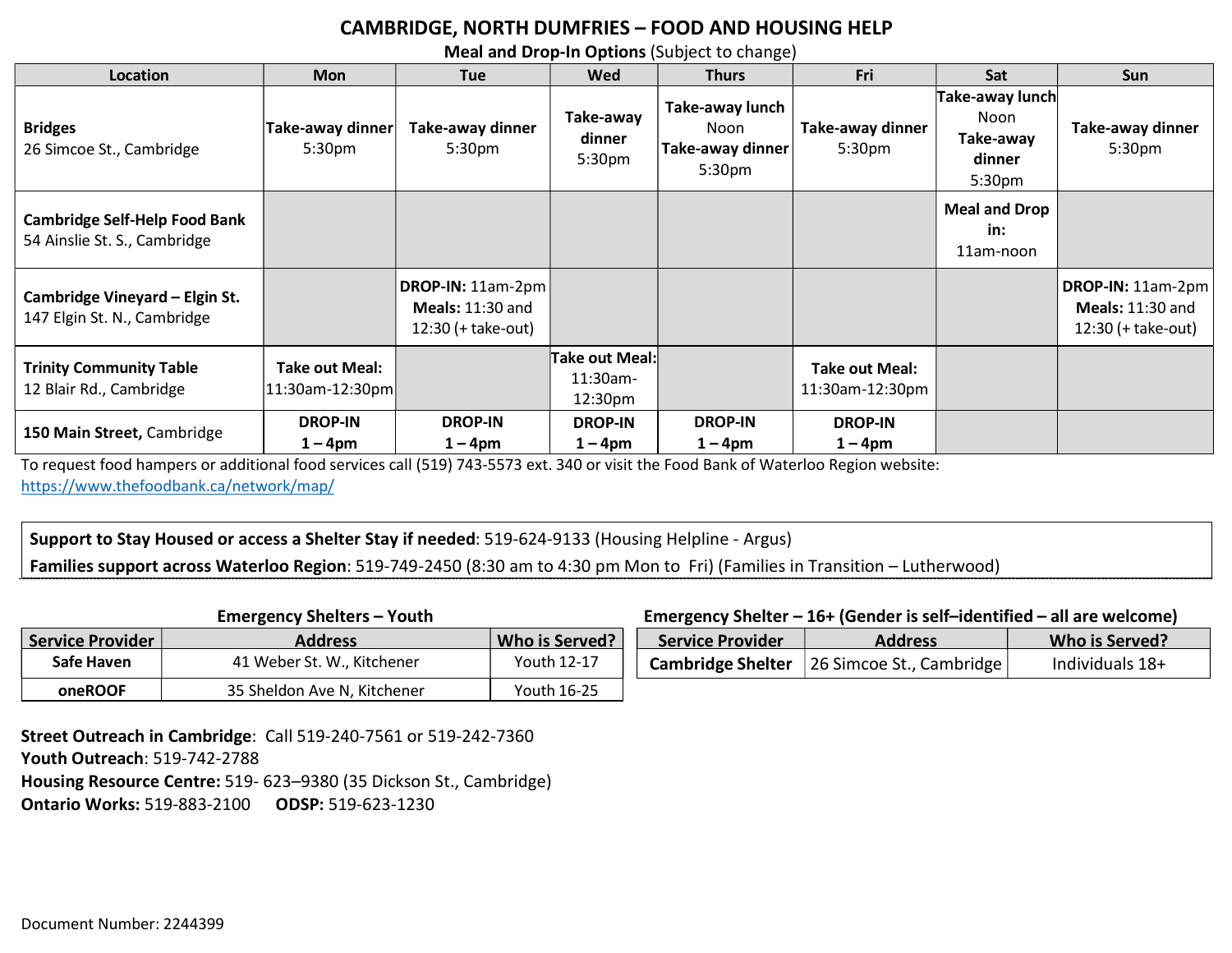# CAMBRIDGE, NORTH DUMFRIES – FOOD AND HOUSING HELP

**Meal and Drop-In Options** (Subject to change)

| Location | Mon | Tue | Wed | Thurs | Fri | Sat | Sun |
|---|---|---|---|---|---|---|---|
| **Bridges** 26 Simcoe St., Cambridge | **Take-away dinner** 5:30pm | **Take-away dinner** 5:30pm | **Take-away dinner** 5:30pm | **Take-away lunch** Noon **Take-away dinner** 5:30pm | **Take-away dinner** 5:30pm | **Take-away lunch** Noon **Take-away dinner** 5:30pm | **Take-away dinner** 5:30pm |
| **Cambridge Self-Help Food Bank** 54 Ainslie St. S., Cambridge | | | | | | **Meal and Drop in:** 11am-noon | |
| **Cambridge Vineyard – Elgin St.** 147 Elgin St. N., Cambridge | | **DROP-IN:** 11am-2pm **Meals:** 11:30 and 12:30 (+ take-out) | | | | | **DROP-IN:** 11am-2pm **Meals:** 11:30 and 12:30 (+ take-out) |
| **Trinity Community Table** 12 Blair Rd., Cambridge | **Take out Meal:** 11:30am-12:30pm | | **Take out Meal:** 11:30am-12:30pm | | **Take out Meal:** 11:30am-12:30pm | | |
| **150 Main Street,** Cambridge | **DROP-IN 1 – 4pm** | **DROP-IN 1 – 4pm** | **DROP-IN 1 – 4pm** | **DROP-IN 1 – 4pm** | **DROP-IN 1 – 4pm** | | |

To request food hampers or additional food services call (519) 743-5573 ext. 340 or visit the Food Bank of Waterloo Region website: https://www.thefoodbank.ca/network/map/

**Support to Stay Housed or access a Shelter Stay if needed**: 519-624-9133 (Housing Helpline - Argus)

**Families support across Waterloo Region**: 519-749-2450 (8:30 am to 4:30 pm Mon to Fri) (Families in Transition – Lutherwood)

**Emergency Shelters – Youth**

| Service Provider | Address | Who is Served? |
|---|---|---|
| **Safe Haven** | 41 Weber St. W., Kitchener | Youth 12-17 |
| **oneROOF** | 35 Sheldon Ave N, Kitchener | Youth 16-25 |

**Emergency Shelter – 16+ (Gender is self–identified – all are welcome)**

| Service Provider | Address | Who is Served? |
|---|---|---|
| **Cambridge Shelter** | 26 Simcoe St., Cambridge | Individuals 18+ |

**Street Outreach in Cambridge**: Call 519-240-7561 or 519-242-7360

**Youth Outreach**: 519-742-2788

**Housing Resource Centre:** 519- 623–9380 (35 Dickson St., Cambridge)

**Ontario Works:** 519-883-2100 **ODSP:** 519-623-1230

Document Number: 2244399